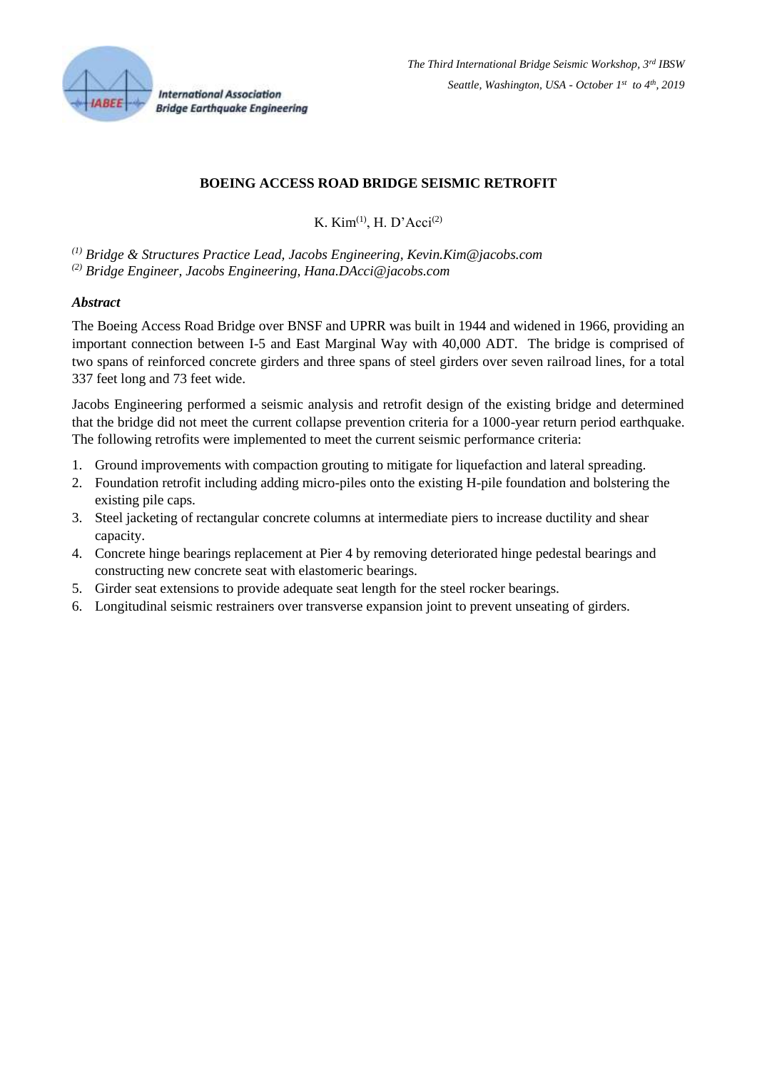# BOEING ACCESS ROAD BRIDGE SEISMIC RETROFIT

K. Kim[1], H. D'Acci[2]

[1] *Bridge & Structures Practice Lead, Jacobs Engineering, Kevin.Kim@jacobs.com*
[2] *Bridge Engineer, Jacobs Engineering, Hana.DAcci@jacobs.com*

### *Abstract*

The Boeing Access Road Bridge over BNSF and UPRR was built in 1944 and widened in 1966, providing an important connection between I-5 and East Marginal Way with 40,000 ADT. The bridge is comprised of two spans of reinforced concrete girders and three spans of steel girders over seven railroad lines, for a total 337 feet long and 73 feet wide.

Jacobs Engineering performed a seismic analysis and retrofit design of the existing bridge and determined that the bridge did not meet the current collapse prevention criteria for a 1000-year return period earthquake. The following retrofits were implemented to meet the current seismic performance criteria:

1. Ground improvements with compaction grouting to mitigate for liquefaction and lateral spreading.
2. Foundation retrofit including adding micro-piles onto the existing H-pile foundation and bolstering the existing pile caps.
3. Steel jacketing of rectangular concrete columns at intermediate piers to increase ductility and shear capacity.
4. Concrete hinge bearings replacement at Pier 4 by removing deteriorated hinge pedestal bearings and constructing new concrete seat with elastomeric bearings.
5. Girder seat extensions to provide adequate seat length for the steel rocker bearings.
6. Longitudinal seismic restrainers over transverse expansion joint to prevent unseating of girders.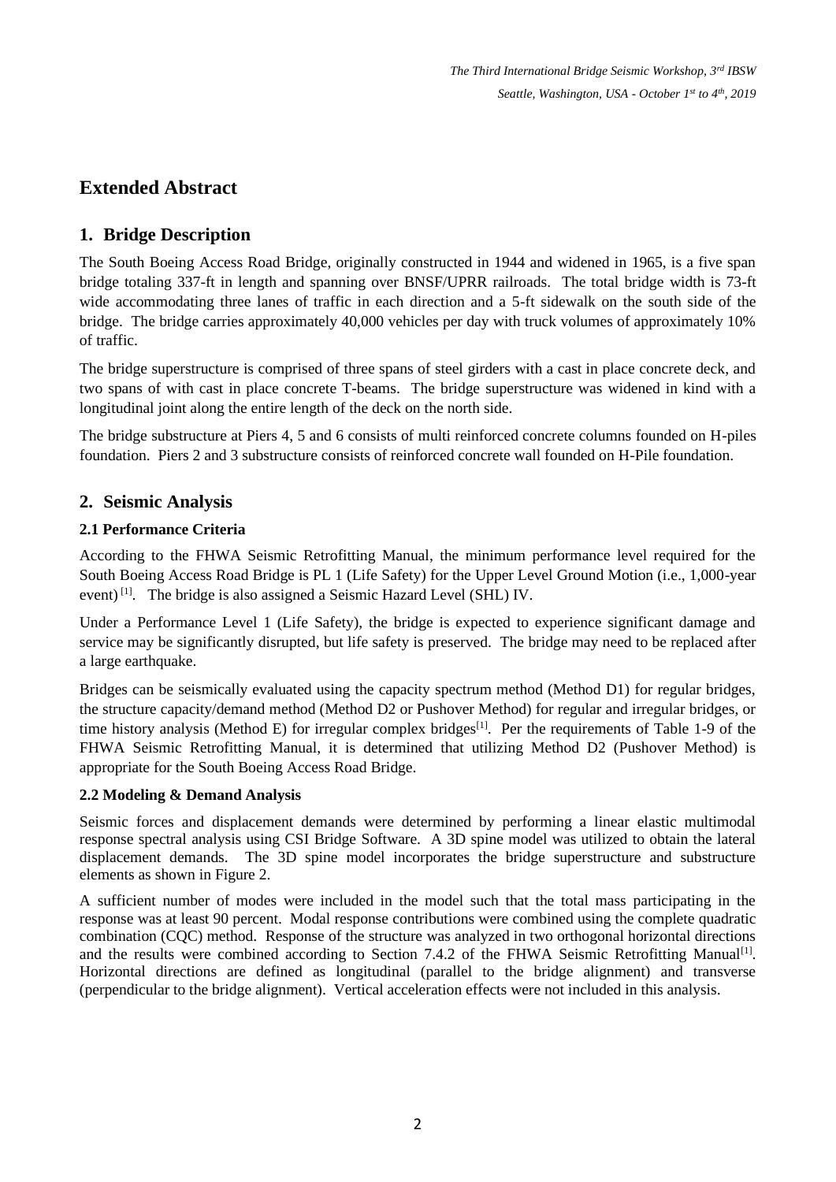# Extended Abstract

## 1. Bridge Description

The South Boeing Access Road Bridge, originally constructed in 1944 and widened in 1965, is a five span bridge totaling 337-ft in length and spanning over BNSF/UPRR railroads. The total bridge width is 73-ft wide accommodating three lanes of traffic in each direction and a 5-ft sidewalk on the south side of the bridge. The bridge carries approximately 40,000 vehicles per day with truck volumes of approximately 10% of traffic.

The bridge superstructure is comprised of three spans of steel girders with a cast in place concrete deck, and two spans of with cast in place concrete T-beams. The bridge superstructure was widened in kind with a longitudinal joint along the entire length of the deck on the north side.

The bridge substructure at Piers 4, 5 and 6 consists of multi reinforced concrete columns founded on H-piles foundation. Piers 2 and 3 substructure consists of reinforced concrete wall founded on H-Pile foundation.

## 2. Seismic Analysis

### 2.1 Performance Criteria

According to the FHWA Seismic Retrofitting Manual, the minimum performance level required for the South Boeing Access Road Bridge is PL 1 (Life Safety) for the Upper Level Ground Motion (i.e., 1,000-year event) [1]. The bridge is also assigned a Seismic Hazard Level (SHL) IV.

Under a Performance Level 1 (Life Safety), the bridge is expected to experience significant damage and service may be significantly disrupted, but life safety is preserved. The bridge may need to be replaced after a large earthquake.

Bridges can be seismically evaluated using the capacity spectrum method (Method D1) for regular bridges, the structure capacity/demand method (Method D2 or Pushover Method) for regular and irregular bridges, or time history analysis (Method E) for irregular complex bridges[1]. Per the requirements of Table 1-9 of the FHWA Seismic Retrofitting Manual, it is determined that utilizing Method D2 (Pushover Method) is appropriate for the South Boeing Access Road Bridge.

### 2.2 Modeling & Demand Analysis

Seismic forces and displacement demands were determined by performing a linear elastic multimodal response spectral analysis using CSI Bridge Software. A 3D spine model was utilized to obtain the lateral displacement demands. The 3D spine model incorporates the bridge superstructure and substructure elements as shown in Figure 2.

A sufficient number of modes were included in the model such that the total mass participating in the response was at least 90 percent. Modal response contributions were combined using the complete quadratic combination (CQC) method. Response of the structure was analyzed in two orthogonal horizontal directions and the results were combined according to Section 7.4.2 of the FHWA Seismic Retrofitting Manual[1]. Horizontal directions are defined as longitudinal (parallel to the bridge alignment) and transverse (perpendicular to the bridge alignment). Vertical acceleration effects were not included in this analysis.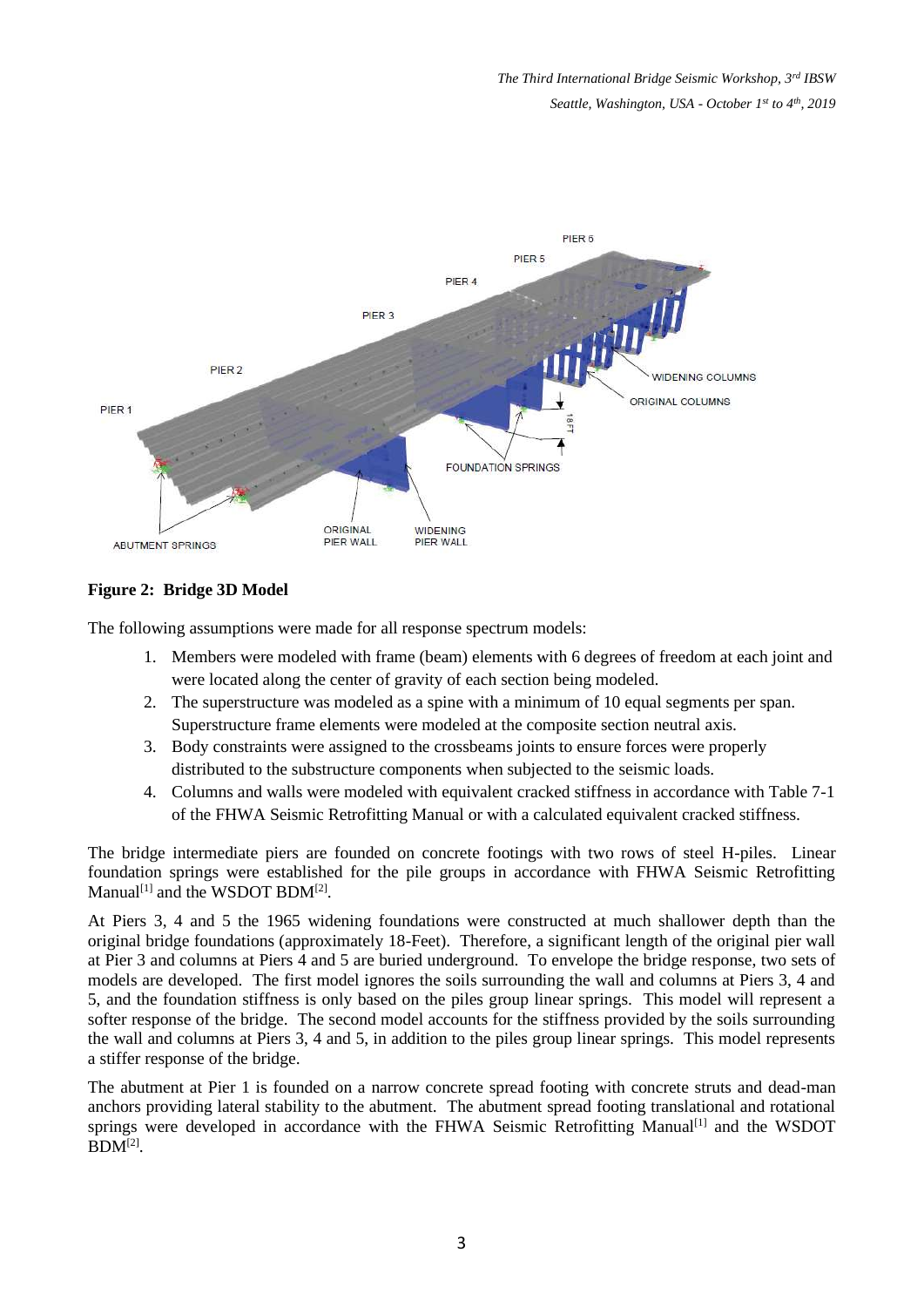**Figure 2: Bridge 3D Model**

The following assumptions were made for all response spectrum models:

1. Members were modeled with frame (beam) elements with 6 degrees of freedom at each joint and were located along the center of gravity of each section being modeled.
2. The superstructure was modeled as a spine with a minimum of 10 equal segments per span. Superstructure frame elements were modeled at the composite section neutral axis.
3. Body constraints were assigned to the crossbeams joints to ensure forces were properly distributed to the substructure components when subjected to the seismic loads.
4. Columns and walls were modeled with equivalent cracked stiffness in accordance with Table 7-1 of the FHWA Seismic Retrofitting Manual or with a calculated equivalent cracked stiffness.

The bridge intermediate piers are founded on concrete footings with two rows of steel H-piles. Linear foundation springs were established for the pile groups in accordance with FHWA Seismic Retrofitting Manual[1] and the WSDOT BDM[2].

At Piers 3, 4 and 5 the 1965 widening foundations were constructed at much shallower depth than the original bridge foundations (approximately 18-Feet). Therefore, a significant length of the original pier wall at Pier 3 and columns at Piers 4 and 5 are buried underground. To envelope the bridge response, two sets of models are developed. The first model ignores the soils surrounding the wall and columns at Piers 3, 4 and 5, and the foundation stiffness is only based on the piles group linear springs. This model will represent a softer response of the bridge. The second model accounts for the stiffness provided by the soils surrounding the wall and columns at Piers 3, 4 and 5, in addition to the piles group linear springs. This model represents a stiffer response of the bridge.

The abutment at Pier 1 is founded on a narrow concrete spread footing with concrete struts and dead-man anchors providing lateral stability to the abutment. The abutment spread footing translational and rotational springs were developed in accordance with the FHWA Seismic Retrofitting Manual[1] and the WSDOT BDM[2].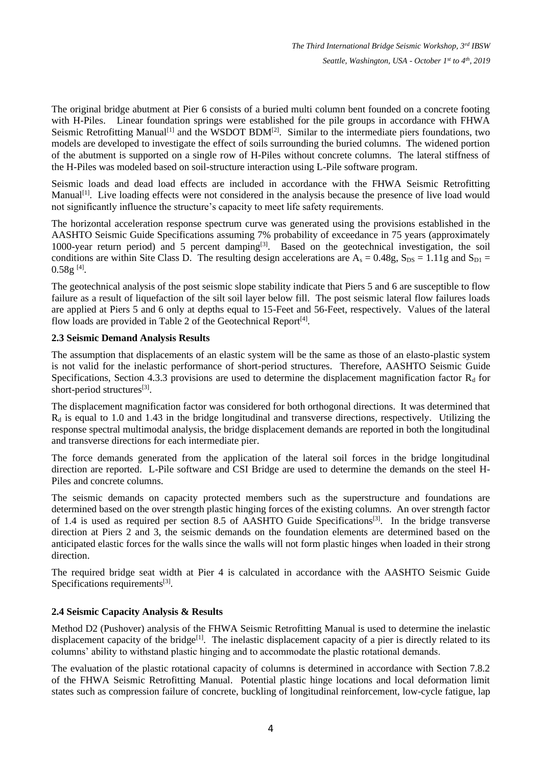The original bridge abutment at Pier 6 consists of a buried multi column bent founded on a concrete footing with H-Piles. Linear foundation springs were established for the pile groups in accordance with FHWA Seismic Retrofitting Manual[1] and the WSDOT BDM[2]. Similar to the intermediate piers foundations, two models are developed to investigate the effect of soils surrounding the buried columns. The widened portion of the abutment is supported on a single row of H-Piles without concrete columns. The lateral stiffness of the H-Piles was modeled based on soil-structure interaction using L-Pile software program.

Seismic loads and dead load effects are included in accordance with the FHWA Seismic Retrofitting Manual[1]. Live loading effects were not considered in the analysis because the presence of live load would not significantly influence the structure's capacity to meet life safety requirements.

The horizontal acceleration response spectrum curve was generated using the provisions established in the AASHTO Seismic Guide Specifications assuming 7% probability of exceedance in 75 years (approximately 1000-year return period) and 5 percent damping[3]. Based on the geotechnical investigation, the soil conditions are within Site Class D. The resulting design accelerations are $A_s = 0.48g$, $S_{DS} = 1.11g$ and $S_{D1} = 0.58g$ [4].

The geotechnical analysis of the post seismic slope stability indicate that Piers 5 and 6 are susceptible to flow failure as a result of liquefaction of the silt soil layer below fill. The post seismic lateral flow failures loads are applied at Piers 5 and 6 only at depths equal to 15-Feet and 56-Feet, respectively. Values of the lateral flow loads are provided in Table 2 of the Geotechnical Report[4].

### 2.3 Seismic Demand Analysis Results

The assumption that displacements of an elastic system will be the same as those of an elasto-plastic system is not valid for the inelastic performance of short-period structures. Therefore, AASHTO Seismic Guide Specifications, Section 4.3.3 provisions are used to determine the displacement magnification factor $R_d$ for short-period structures[3].

The displacement magnification factor was considered for both orthogonal directions. It was determined that $R_d$ is equal to 1.0 and 1.43 in the bridge longitudinal and transverse directions, respectively. Utilizing the response spectral multimodal analysis, the bridge displacement demands are reported in both the longitudinal and transverse directions for each intermediate pier.

The force demands generated from the application of the lateral soil forces in the bridge longitudinal direction are reported. L-Pile software and CSI Bridge are used to determine the demands on the steel H-Piles and concrete columns.

The seismic demands on capacity protected members such as the superstructure and foundations are determined based on the over strength plastic hinging forces of the existing columns. An over strength factor of 1.4 is used as required per section 8.5 of AASHTO Guide Specifications[3]. In the bridge transverse direction at Piers 2 and 3, the seismic demands on the foundation elements are determined based on the anticipated elastic forces for the walls since the walls will not form plastic hinges when loaded in their strong direction.

The required bridge seat width at Pier 4 is calculated in accordance with the AASHTO Seismic Guide Specifications requirements[3].

### 2.4 Seismic Capacity Analysis & Results

Method D2 (Pushover) analysis of the FHWA Seismic Retrofitting Manual is used to determine the inelastic displacement capacity of the bridge[1]. The inelastic displacement capacity of a pier is directly related to its columns' ability to withstand plastic hinging and to accommodate the plastic rotational demands.

The evaluation of the plastic rotational capacity of columns is determined in accordance with Section 7.8.2 of the FHWA Seismic Retrofitting Manual. Potential plastic hinge locations and local deformation limit states such as compression failure of concrete, buckling of longitudinal reinforcement, low-cycle fatigue, lap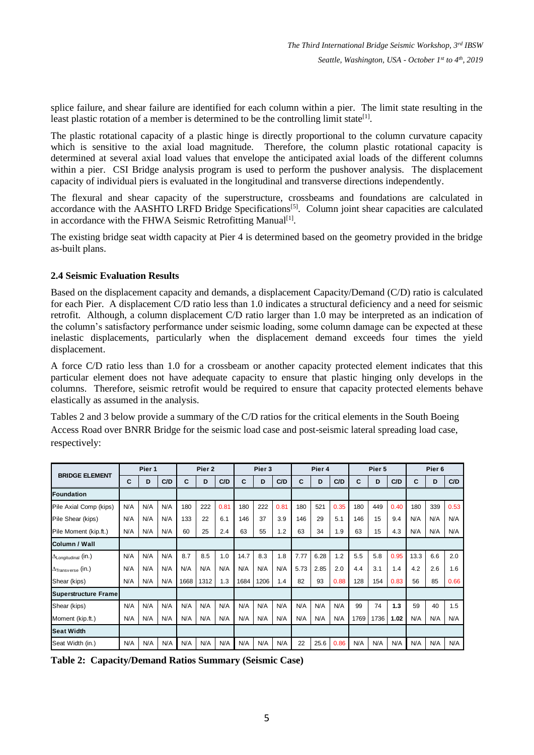splice failure, and shear failure are identified for each column within a pier. The limit state resulting in the least plastic rotation of a member is determined to be the controlling limit state[1].

The plastic rotational capacity of a plastic hinge is directly proportional to the column curvature capacity which is sensitive to the axial load magnitude. Therefore, the column plastic rotational capacity is determined at several axial load values that envelope the anticipated axial loads of the different columns within a pier. CSI Bridge analysis program is used to perform the pushover analysis. The displacement capacity of individual piers is evaluated in the longitudinal and transverse directions independently.

The flexural and shear capacity of the superstructure, crossbeams and foundations are calculated in accordance with the AASHTO LRFD Bridge Specifications[5]. Column joint shear capacities are calculated in accordance with the FHWA Seismic Retrofitting Manual[1].

The existing bridge seat width capacity at Pier 4 is determined based on the geometry provided in the bridge as-built plans.

### 2.4 Seismic Evaluation Results

Based on the displacement capacity and demands, a displacement Capacity/Demand (C/D) ratio is calculated for each Pier. A displacement C/D ratio less than 1.0 indicates a structural deficiency and a need for seismic retrofit. Although, a column displacement C/D ratio larger than 1.0 may be interpreted as an indication of the column's satisfactory performance under seismic loading, some column damage can be expected at these inelastic displacements, particularly when the displacement demand exceeds four times the yield displacement.

A force C/D ratio less than 1.0 for a crossbeam or another capacity protected element indicates that this particular element does not have adequate capacity to ensure that plastic hinging only develops in the columns. Therefore, seismic retrofit would be required to ensure that capacity protected elements behave elastically as assumed in the analysis.

Tables 2 and 3 below provide a summary of the C/D ratios for the critical elements in the South Boeing Access Road over BNRR Bridge for the seismic load case and post-seismic lateral spreading load case, respectively:

| BRIDGE ELEMENT | Pier 1 | | | Pier 2 | | | Pier 3 | | | Pier 4 | | | Pier 5 | | | Pier 6 | | |
|---|---|---|---|---|---|---|---|---|---|---|---|---|---|---|---|---|---|---|
| | C | D | C/D | C | D | C/D | C | D | C/D | C | D | C/D | C | D | C/D | C | D | C/D |
| **Foundation** | | | | | | | | | | | | | | | | | | |
| Pile Axial Comp (kips) | N/A | N/A | N/A | 180 | 222 | 0.81 | 180 | 222 | 0.81 | 180 | 521 | 0.35 | 180 | 449 | 0.40 | 180 | 339 | 0.53 |
| Pile Shear (kips) | N/A | N/A | N/A | 133 | 22 | 6.1 | 146 | 37 | 3.9 | 146 | 29 | 5.1 | 146 | 15 | 9.4 | N/A | N/A | N/A |
| Pile Moment (kip.ft.) | N/A | N/A | N/A | 60 | 25 | 2.4 | 63 | 55 | 1.2 | 63 | 34 | 1.9 | 63 | 15 | 4.3 | N/A | N/A | N/A |
| **Column / Wall** | | | | | | | | | | | | | | | | | | |
| $\Delta_{Longitudinal}$ (in.) | N/A | N/A | N/A | 8.7 | 8.5 | 1.0 | 14.7 | 8.3 | 1.8 | 7.77 | 6.28 | 1.2 | 5.5 | 5.8 | 0.95 | 13.3 | 6.6 | 2.0 |
| $\Delta_{Transverse}$ (in.) | N/A | N/A | N/A | N/A | N/A | N/A | N/A | N/A | N/A | 5.73 | 2.85 | 2.0 | 4.4 | 3.1 | 1.4 | 4.2 | 2.6 | 1.6 |
| Shear (kips) | N/A | N/A | N/A | 1668 | 1312 | 1.3 | 1684 | 1206 | 1.4 | 82 | 93 | 0.88 | 128 | 154 | 0.83 | 56 | 85 | 0.66 |
| **Superstructure Frame** | | | | | | | | | | | | | | | | | | |
| Shear (kips) | N/A | N/A | N/A | N/A | N/A | N/A | N/A | N/A | N/A | N/A | N/A | N/A | 99 | 74 | **1.3** | 59 | 40 | 1.5 |
| Moment (kip.ft.) | N/A | N/A | N/A | N/A | N/A | N/A | N/A | N/A | N/A | N/A | N/A | N/A | 1769 | 1736 | **1.02** | N/A | N/A | N/A |
| **Seat Width** | | | | | | | | | | | | | | | | | | |
| Seat Width (in.) | N/A | N/A | N/A | N/A | N/A | N/A | N/A | N/A | N/A | 22 | 25.6 | 0.86 | N/A | N/A | N/A | N/A | N/A | N/A |

**Table 2: Capacity/Demand Ratios Summary (Seismic Case)**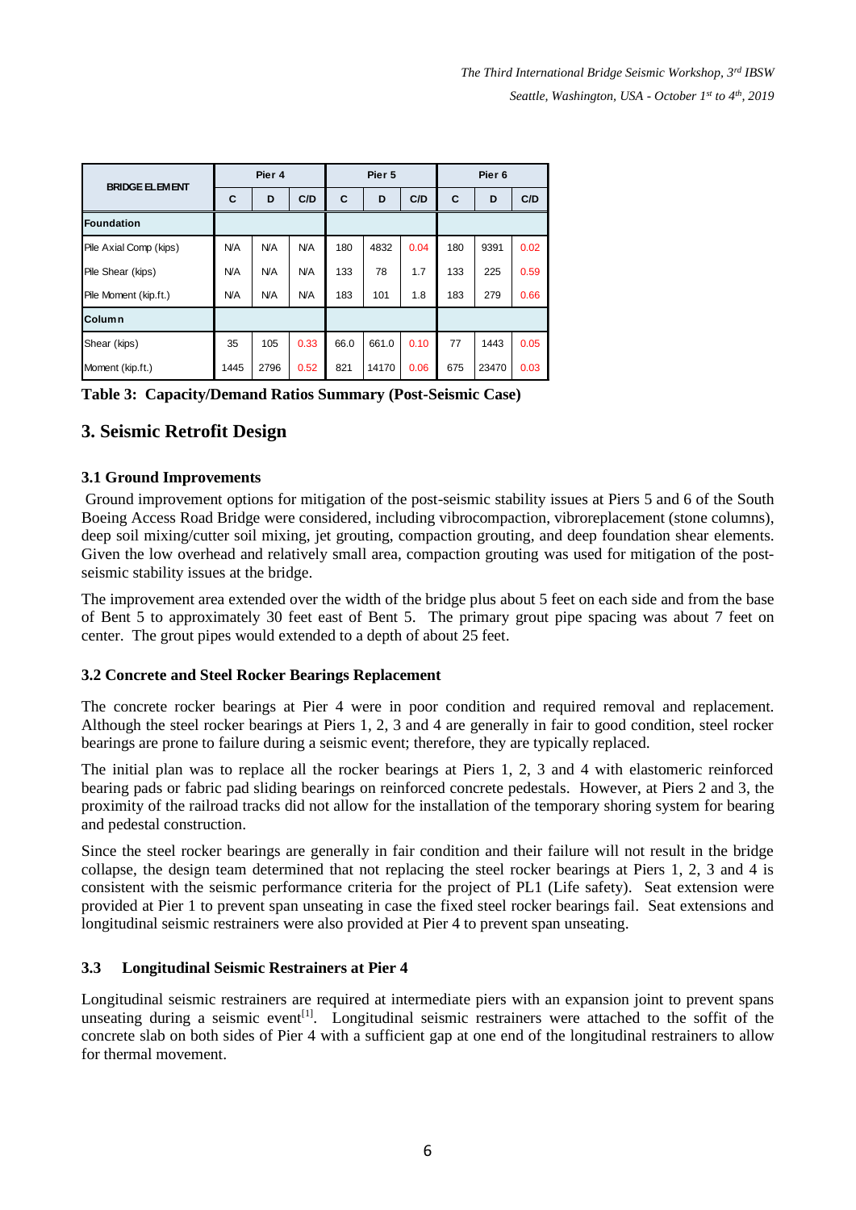| BRIDGE ELEMENT | Pier 4 | | | Pier 5 | | | Pier 6 | | |
|---|---|---|---|---|---|---|---|---|---|
| | C | D | C/D | C | D | C/D | C | D | C/D |
| **Foundation** | | | | | | | | | |
| Pile Axial Comp (kips) | N/A | N/A | N/A | 180 | 4832 | 0.04 | 180 | 9391 | 0.02 |
| Pile Shear (kips) | N/A | N/A | N/A | 133 | 78 | 1.7 | 133 | 225 | 0.59 |
| Pile Moment (kip.ft.) | N/A | N/A | N/A | 183 | 101 | 1.8 | 183 | 279 | 0.66 |
| **Column** | | | | | | | | | |
| Shear (kips) | 35 | 105 | 0.33 | 66.0 | 661.0 | 0.10 | 77 | 1443 | 0.05 |
| Moment (kip.ft.) | 1445 | 2796 | 0.52 | 821 | 14170 | 0.06 | 675 | 23470 | 0.03 |

**Table 3: Capacity/Demand Ratios Summary (Post-Seismic Case)**

## 3. Seismic Retrofit Design

### 3.1 Ground Improvements

Ground improvement options for mitigation of the post-seismic stability issues at Piers 5 and 6 of the South Boeing Access Road Bridge were considered, including vibrocompaction, vibroreplacement (stone columns), deep soil mixing/cutter soil mixing, jet grouting, compaction grouting, and deep foundation shear elements. Given the low overhead and relatively small area, compaction grouting was used for mitigation of the post-seismic stability issues at the bridge.

The improvement area extended over the width of the bridge plus about 5 feet on each side and from the base of Bent 5 to approximately 30 feet east of Bent 5. The primary grout pipe spacing was about 7 feet on center. The grout pipes would extended to a depth of about 25 feet.

### 3.2 Concrete and Steel Rocker Bearings Replacement

The concrete rocker bearings at Pier 4 were in poor condition and required removal and replacement. Although the steel rocker bearings at Piers 1, 2, 3 and 4 are generally in fair to good condition, steel rocker bearings are prone to failure during a seismic event; therefore, they are typically replaced.

The initial plan was to replace all the rocker bearings at Piers 1, 2, 3 and 4 with elastomeric reinforced bearing pads or fabric pad sliding bearings on reinforced concrete pedestals. However, at Piers 2 and 3, the proximity of the railroad tracks did not allow for the installation of the temporary shoring system for bearing and pedestal construction.

Since the steel rocker bearings are generally in fair condition and their failure will not result in the bridge collapse, the design team determined that not replacing the steel rocker bearings at Piers 1, 2, 3 and 4 is consistent with the seismic performance criteria for the project of PL1 (Life safety). Seat extension were provided at Pier 1 to prevent span unseating in case the fixed steel rocker bearings fail. Seat extensions and longitudinal seismic restrainers were also provided at Pier 4 to prevent span unseating.

### 3.3 Longitudinal Seismic Restrainers at Pier 4

Longitudinal seismic restrainers are required at intermediate piers with an expansion joint to prevent spans unseating during a seismic event[1]. Longitudinal seismic restrainers were attached to the soffit of the concrete slab on both sides of Pier 4 with a sufficient gap at one end of the longitudinal restrainers to allow for thermal movement.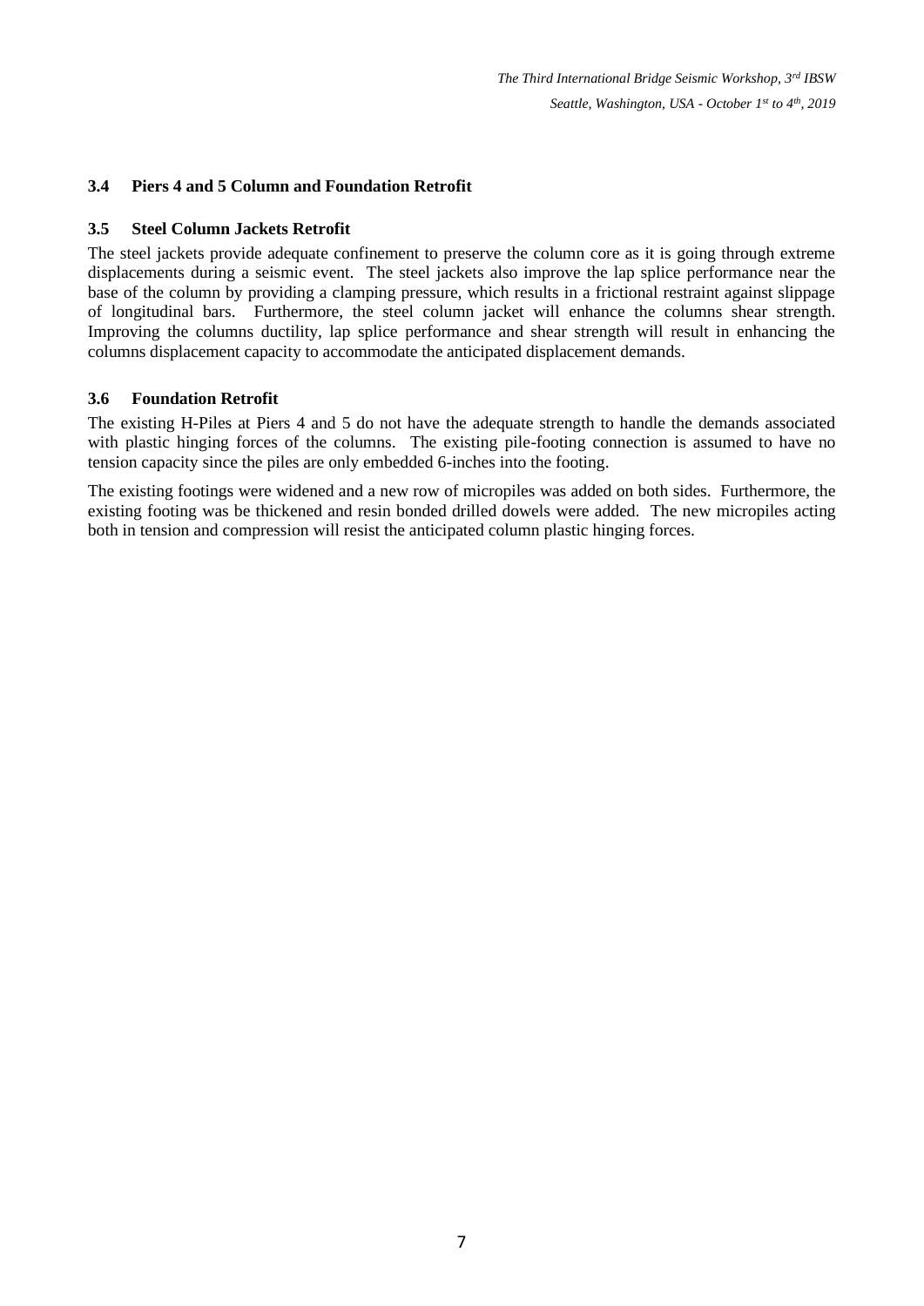### 3.4 Piers 4 and 5 Column and Foundation Retrofit

### 3.5 Steel Column Jackets Retrofit

The steel jackets provide adequate confinement to preserve the column core as it is going through extreme displacements during a seismic event. The steel jackets also improve the lap splice performance near the base of the column by providing a clamping pressure, which results in a frictional restraint against slippage of longitudinal bars. Furthermore, the steel column jacket will enhance the columns shear strength. Improving the columns ductility, lap splice performance and shear strength will result in enhancing the columns displacement capacity to accommodate the anticipated displacement demands.

### 3.6 Foundation Retrofit

The existing H-Piles at Piers 4 and 5 do not have the adequate strength to handle the demands associated with plastic hinging forces of the columns. The existing pile-footing connection is assumed to have no tension capacity since the piles are only embedded 6-inches into the footing.

The existing footings were widened and a new row of micropiles was added on both sides. Furthermore, the existing footing was be thickened and resin bonded drilled dowels were added. The new micropiles acting both in tension and compression will resist the anticipated column plastic hinging forces.